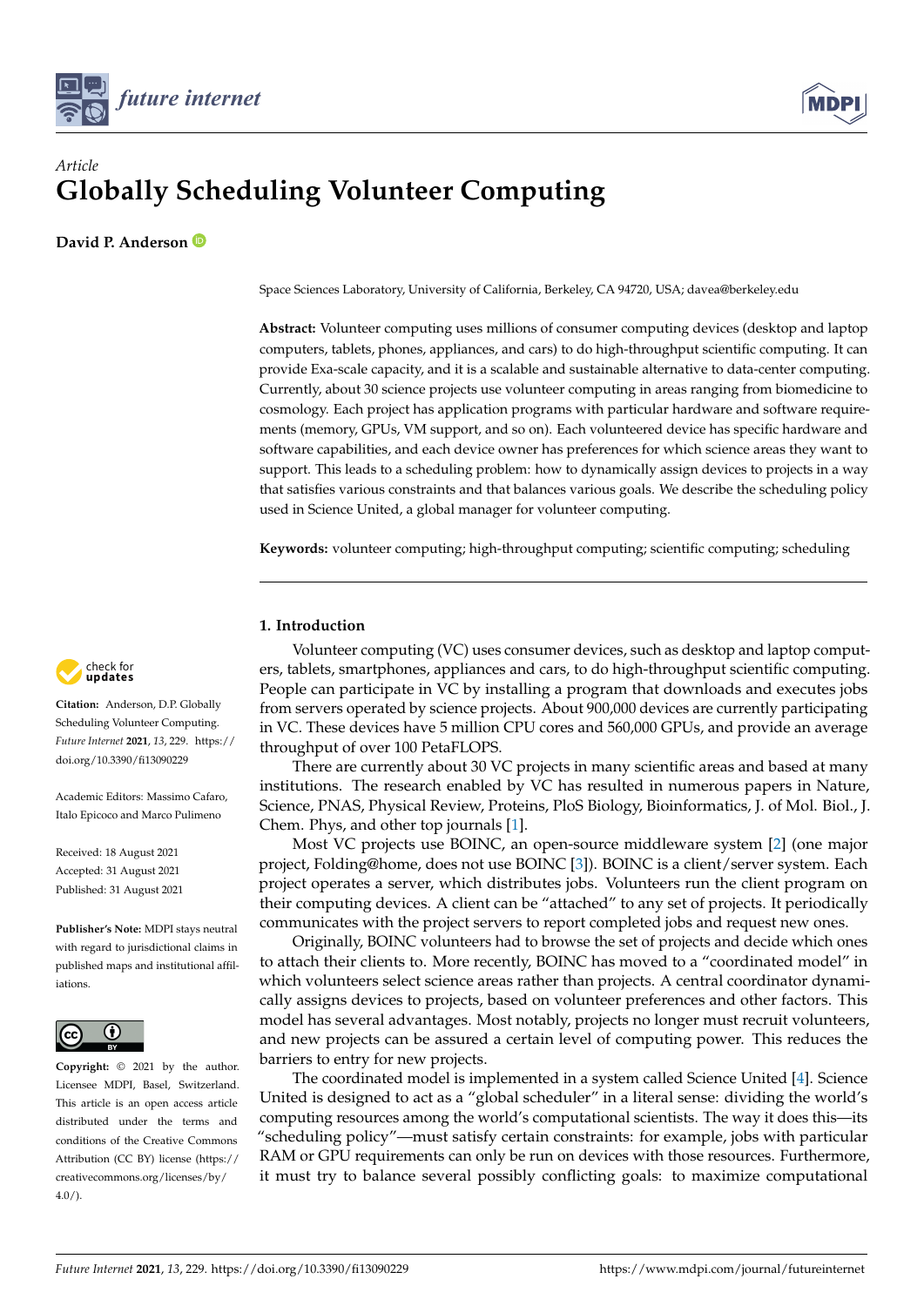*Article*

# Globally Scheduling Volunteer Computing

**David P. Anderson**

Space Sciences Laboratory, University of California, Berkeley, CA 94720, USA; davea@berkeley.edu

**Abstract:** Volunteer computing uses millions of consumer computing devices (desktop and laptop computers, tablets, phones, appliances, and cars) to do high-throughput scientific computing. It can provide Exa-scale capacity, and it is a scalable and sustainable alternative to data-center computing. Currently, about 30 science projects use volunteer computing in areas ranging from biomedicine to cosmology. Each project has application programs with particular hardware and software requirements (memory, GPUs, VM support, and so on). Each volunteered device has specific hardware and software capabilities, and each device owner has preferences for which science areas they want to support. This leads to a scheduling problem: how to dynamically assign devices to projects in a way that satisfies various constraints and that balances various goals. We describe the scheduling policy used in Science United, a global manager for volunteer computing.

**Keywords:** volunteer computing; high-throughput computing; scientific computing; scheduling

**Citation:** Anderson, D.P. Globally Scheduling Volunteer Computing. *Future Internet* **2021**, *13*, 229. https://doi.org/10.3390/fi13090229

Academic Editors: Massimo Cafaro, Italo Epicoco and Marco Pulimeno

Received: 18 August 2021
Accepted: 31 August 2021
Published: 31 August 2021

**Publisher's Note:** MDPI stays neutral with regard to jurisdictional claims in published maps and institutional affiliations.

**Copyright:** © 2021 by the author. Licensee MDPI, Basel, Switzerland. This article is an open access article distributed under the terms and conditions of the Creative Commons Attribution (CC BY) license (https://creativecommons.org/licenses/by/4.0/).

## 1. Introduction

Volunteer computing (VC) uses consumer devices, such as desktop and laptop computers, tablets, smartphones, appliances and cars, to do high-throughput scientific computing. People can participate in VC by installing a program that downloads and executes jobs from servers operated by science projects. About 900,000 devices are currently participating in VC. These devices have 5 million CPU cores and 560,000 GPUs, and provide an average throughput of over 100 PetaFLOPS.

There are currently about 30 VC projects in many scientific areas and based at many institutions. The research enabled by VC has resulted in numerous papers in Nature, Science, PNAS, Physical Review, Proteins, PloS Biology, Bioinformatics, J. of Mol. Biol., J. Chem. Phys, and other top journals [1].

Most VC projects use BOINC, an open-source middleware system [2] (one major project, Folding@home, does not use BOINC [3]). BOINC is a client/server system. Each project operates a server, which distributes jobs. Volunteers run the client program on their computing devices. A client can be "attached" to any set of projects. It periodically communicates with the project servers to report completed jobs and request new ones.

Originally, BOINC volunteers had to browse the set of projects and decide which ones to attach their clients to. More recently, BOINC has moved to a "coordinated model" in which volunteers select science areas rather than projects. A central coordinator dynamically assigns devices to projects, based on volunteer preferences and other factors. This model has several advantages. Most notably, projects no longer must recruit volunteers, and new projects can be assured a certain level of computing power. This reduces the barriers to entry for new projects.

The coordinated model is implemented in a system called Science United [4]. Science United is designed to act as a "global scheduler" in a literal sense: dividing the world's computing resources among the world's computational scientists. The way it does this—its "scheduling policy"—must satisfy certain constraints: for example, jobs with particular RAM or GPU requirements can only be run on devices with those resources. Furthermore, it must try to balance several possibly conflicting goals: to maximize computational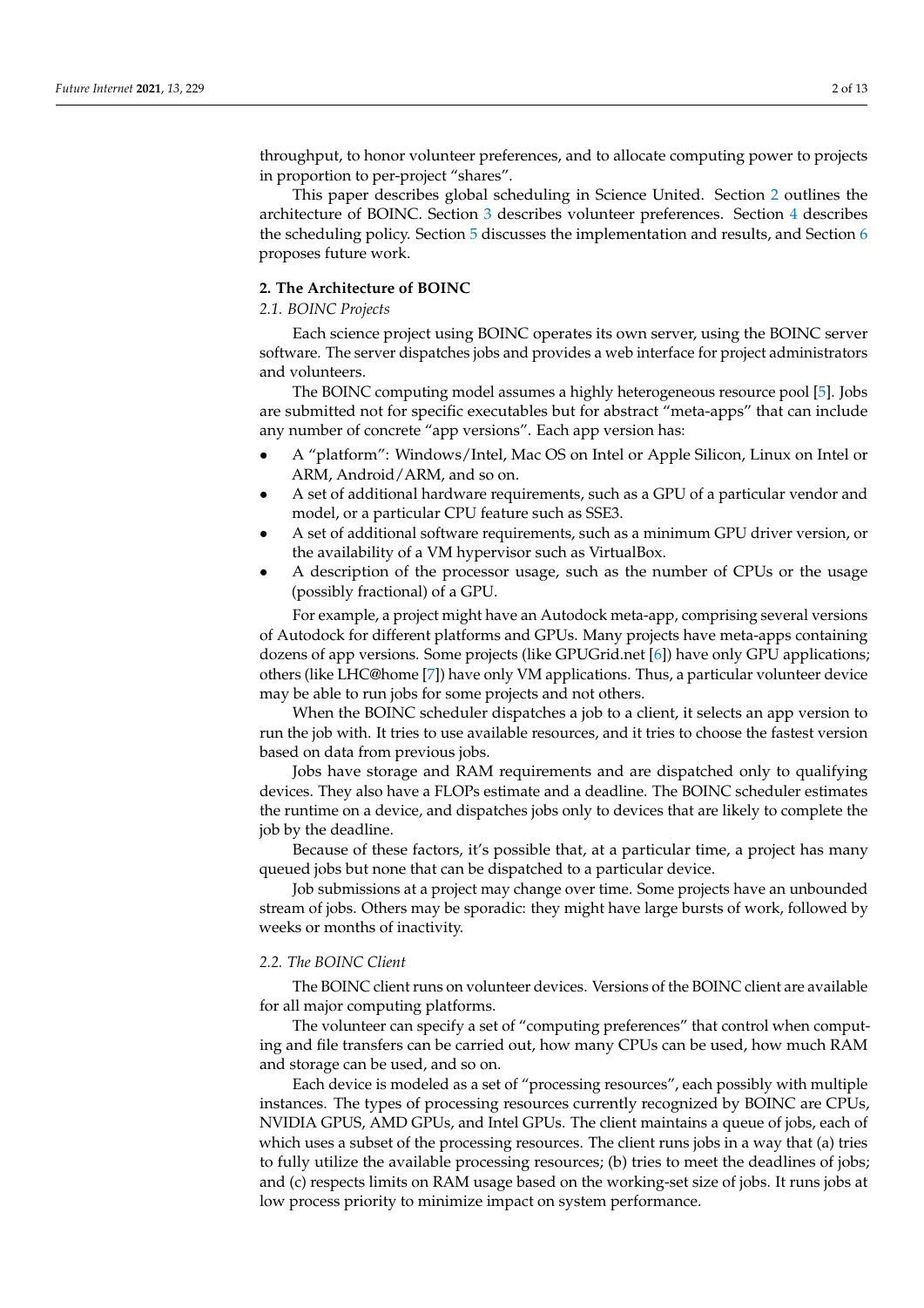throughput, to honor volunteer preferences, and to allocate computing power to projects in proportion to per-project "shares".

This paper describes global scheduling in Science United. Section 2 outlines the architecture of BOINC. Section 3 describes volunteer preferences. Section 4 describes the scheduling policy. Section 5 discusses the implementation and results, and Section 6 proposes future work.

## 2. The Architecture of BOINC

### 2.1. BOINC Projects

Each science project using BOINC operates its own server, using the BOINC server software. The server dispatches jobs and provides a web interface for project administrators and volunteers.

The BOINC computing model assumes a highly heterogeneous resource pool [5]. Jobs are submitted not for specific executables but for abstract "meta-apps" that can include any number of concrete "app versions". Each app version has:

- A "platform": Windows/Intel, Mac OS on Intel or Apple Silicon, Linux on Intel or ARM, Android/ARM, and so on.
- A set of additional hardware requirements, such as a GPU of a particular vendor and model, or a particular CPU feature such as SSE3.
- A set of additional software requirements, such as a minimum GPU driver version, or the availability of a VM hypervisor such as VirtualBox.
- A description of the processor usage, such as the number of CPUs or the usage (possibly fractional) of a GPU.

For example, a project might have an Autodock meta-app, comprising several versions of Autodock for different platforms and GPUs. Many projects have meta-apps containing dozens of app versions. Some projects (like GPUGrid.net [6]) have only GPU applications; others (like LHC@home [7]) have only VM applications. Thus, a particular volunteer device may be able to run jobs for some projects and not others.

When the BOINC scheduler dispatches a job to a client, it selects an app version to run the job with. It tries to use available resources, and it tries to choose the fastest version based on data from previous jobs.

Jobs have storage and RAM requirements and are dispatched only to qualifying devices. They also have a FLOPs estimate and a deadline. The BOINC scheduler estimates the runtime on a device, and dispatches jobs only to devices that are likely to complete the job by the deadline.

Because of these factors, it's possible that, at a particular time, a project has many queued jobs but none that can be dispatched to a particular device.

Job submissions at a project may change over time. Some projects have an unbounded stream of jobs. Others may be sporadic: they might have large bursts of work, followed by weeks or months of inactivity.

### 2.2. The BOINC Client

The BOINC client runs on volunteer devices. Versions of the BOINC client are available for all major computing platforms.

The volunteer can specify a set of "computing preferences" that control when computing and file transfers can be carried out, how many CPUs can be used, how much RAM and storage can be used, and so on.

Each device is modeled as a set of "processing resources", each possibly with multiple instances. The types of processing resources currently recognized by BOINC are CPUs, NVIDIA GPUS, AMD GPUs, and Intel GPUs. The client maintains a queue of jobs, each of which uses a subset of the processing resources. The client runs jobs in a way that (a) tries to fully utilize the available processing resources; (b) tries to meet the deadlines of jobs; and (c) respects limits on RAM usage based on the working-set size of jobs. It runs jobs at low process priority to minimize impact on system performance.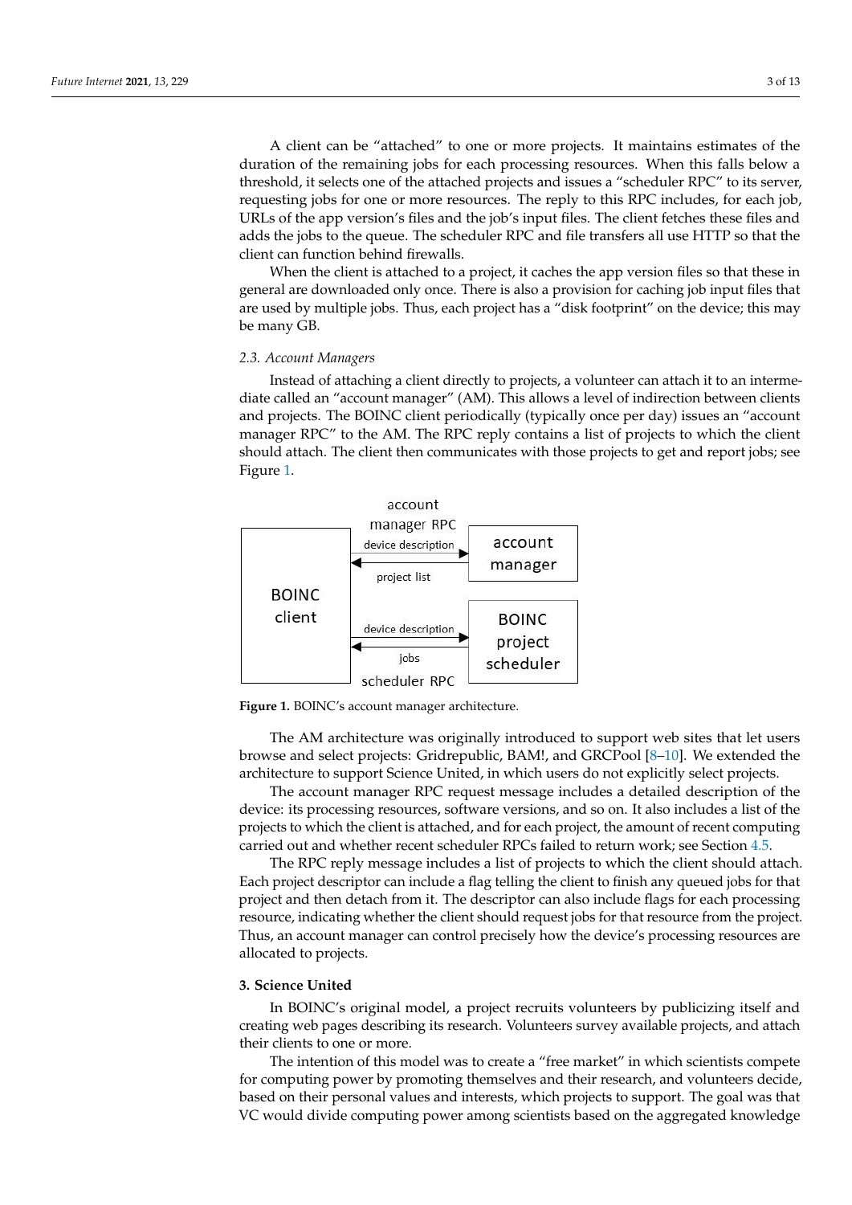A client can be "attached" to one or more projects. It maintains estimates of the duration of the remaining jobs for each processing resources. When this falls below a threshold, it selects one of the attached projects and issues a "scheduler RPC" to its server, requesting jobs for one or more resources. The reply to this RPC includes, for each job, URLs of the app version's files and the job's input files. The client fetches these files and adds the jobs to the queue. The scheduler RPC and file transfers all use HTTP so that the client can function behind firewalls.

When the client is attached to a project, it caches the app version files so that these in general are downloaded only once. There is also a provision for caching job input files that are used by multiple jobs. Thus, each project has a "disk footprint" on the device; this may be many GB.

### 2.3. Account Managers

Instead of attaching a client directly to projects, a volunteer can attach it to an intermediate called an "account manager" (AM). This allows a level of indirection between clients and projects. The BOINC client periodically (typically once per day) issues an "account manager RPC" to the AM. The RPC reply contains a list of projects to which the client should attach. The client then communicates with those projects to get and report jobs; see Figure 1.

account manager RPC
device description
project list
account manager
BOINC client
device description
jobs
scheduler RPC
BOINC project scheduler

**Figure 1.** BOINC's account manager architecture.

The AM architecture was originally introduced to support web sites that let users browse and select projects: Gridrepublic, BAM!, and GRCPool [8–10]. We extended the architecture to support Science United, in which users do not explicitly select projects.

The account manager RPC request message includes a detailed description of the device: its processing resources, software versions, and so on. It also includes a list of the projects to which the client is attached, and for each project, the amount of recent computing carried out and whether recent scheduler RPCs failed to return work; see Section 4.5.

The RPC reply message includes a list of projects to which the client should attach. Each project descriptor can include a flag telling the client to finish any queued jobs for that project and then detach from it. The descriptor can also include flags for each processing resource, indicating whether the client should request jobs for that resource from the project. Thus, an account manager can control precisely how the device's processing resources are allocated to projects.

## 3. Science United

In BOINC's original model, a project recruits volunteers by publicizing itself and creating web pages describing its research. Volunteers survey available projects, and attach their clients to one or more.

The intention of this model was to create a "free market" in which scientists compete for computing power by promoting themselves and their research, and volunteers decide, based on their personal values and interests, which projects to support. The goal was that VC would divide computing power among scientists based on the aggregated knowledge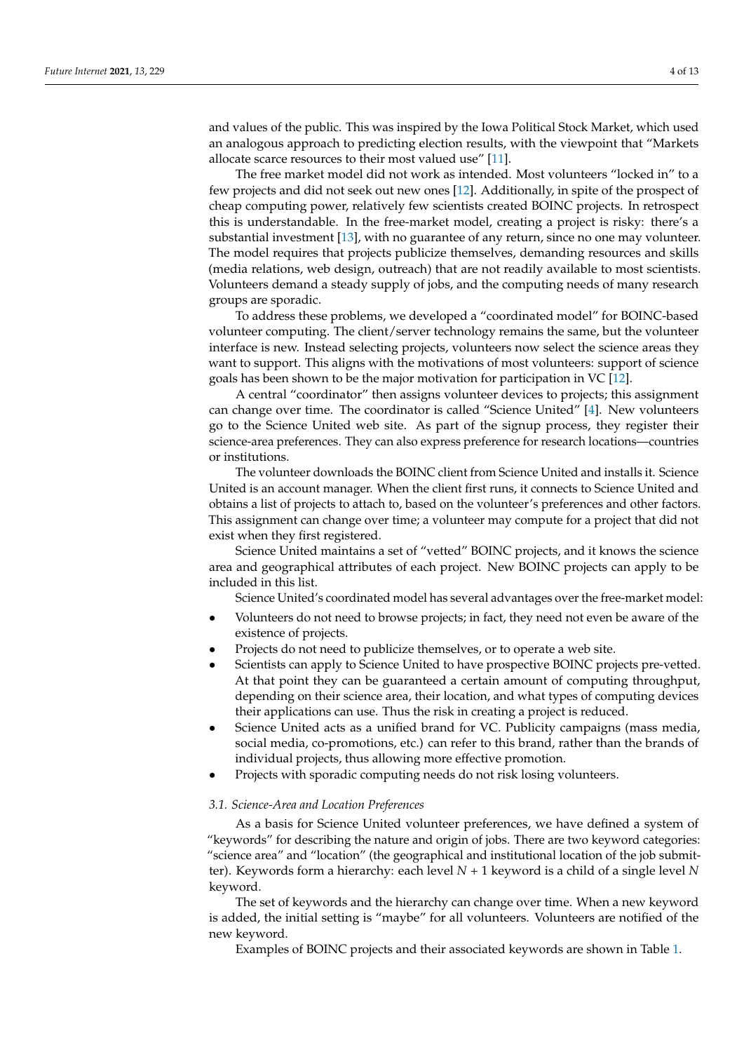and values of the public. This was inspired by the Iowa Political Stock Market, which used an analogous approach to predicting election results, with the viewpoint that "Markets allocate scarce resources to their most valued use" [11].

The free market model did not work as intended. Most volunteers "locked in" to a few projects and did not seek out new ones [12]. Additionally, in spite of the prospect of cheap computing power, relatively few scientists created BOINC projects. In retrospect this is understandable. In the free-market model, creating a project is risky: there's a substantial investment [13], with no guarantee of any return, since no one may volunteer. The model requires that projects publicize themselves, demanding resources and skills (media relations, web design, outreach) that are not readily available to most scientists. Volunteers demand a steady supply of jobs, and the computing needs of many research groups are sporadic.

To address these problems, we developed a "coordinated model" for BOINC-based volunteer computing. The client/server technology remains the same, but the volunteer interface is new. Instead selecting projects, volunteers now select the science areas they want to support. This aligns with the motivations of most volunteers: support of science goals has been shown to be the major motivation for participation in VC [12].

A central "coordinator" then assigns volunteer devices to projects; this assignment can change over time. The coordinator is called "Science United" [4]. New volunteers go to the Science United web site. As part of the signup process, they register their science-area preferences. They can also express preference for research locations—countries or institutions.

The volunteer downloads the BOINC client from Science United and installs it. Science United is an account manager. When the client first runs, it connects to Science United and obtains a list of projects to attach to, based on the volunteer's preferences and other factors. This assignment can change over time; a volunteer may compute for a project that did not exist when they first registered.

Science United maintains a set of "vetted" BOINC projects, and it knows the science area and geographical attributes of each project. New BOINC projects can apply to be included in this list.

Science United's coordinated model has several advantages over the free-market model:

- Volunteers do not need to browse projects; in fact, they need not even be aware of the existence of projects.
- Projects do not need to publicize themselves, or to operate a web site.
- Scientists can apply to Science United to have prospective BOINC projects pre-vetted. At that point they can be guaranteed a certain amount of computing throughput, depending on their science area, their location, and what types of computing devices their applications can use. Thus the risk in creating a project is reduced.
- Science United acts as a unified brand for VC. Publicity campaigns (mass media, social media, co-promotions, etc.) can refer to this brand, rather than the brands of individual projects, thus allowing more effective promotion.
- Projects with sporadic computing needs do not risk losing volunteers.

### *3.1. Science-Area and Location Preferences*

As a basis for Science United volunteer preferences, we have defined a system of "keywords" for describing the nature and origin of jobs. There are two keyword categories: "science area" and "location" (the geographical and institutional location of the job submitter). Keywords form a hierarchy: each level $N + 1$ keyword is a child of a single level $N$ keyword.

The set of keywords and the hierarchy can change over time. When a new keyword is added, the initial setting is "maybe" for all volunteers. Volunteers are notified of the new keyword.

Examples of BOINC projects and their associated keywords are shown in Table 1.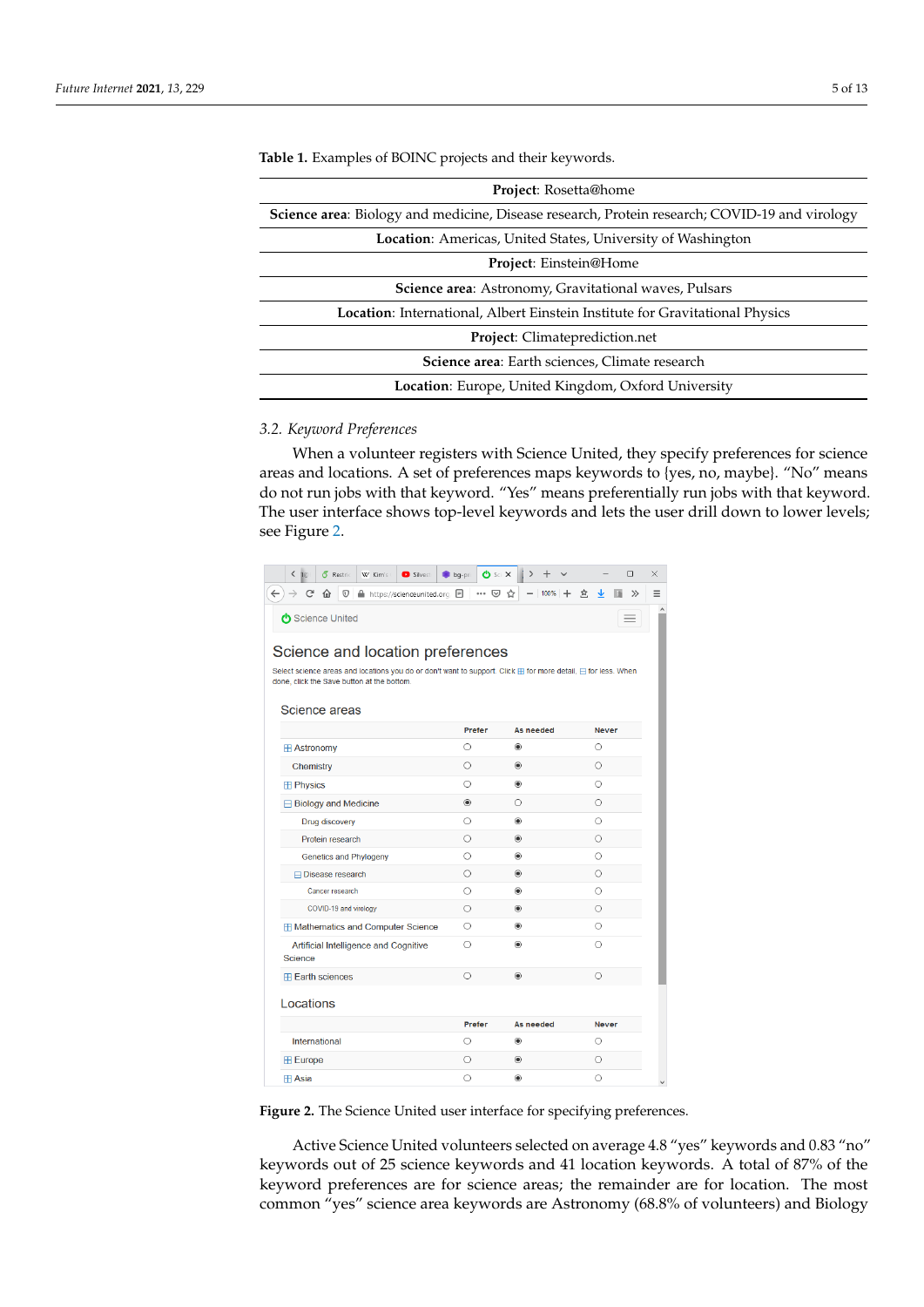**Table 1.** Examples of BOINC projects and their keywords.

| |
|---|
| **Project**: Rosetta@home |
| **Science area**: Biology and medicine, Disease research, Protein research; COVID-19 and virology |
| **Location**: Americas, United States, University of Washington |
| **Project**: Einstein@Home |
| **Science area**: Astronomy, Gravitational waves, Pulsars |
| **Location**: International, Albert Einstein Institute for Gravitational Physics |
| **Project**: Climateprediction.net |
| **Science area**: Earth sciences, Climate research |
| **Location**: Europe, United Kingdom, Oxford University |

### *3.2. Keyword Preferences*

When a volunteer registers with Science United, they specify preferences for science areas and locations. A set of preferences maps keywords to {yes, no, maybe}. "No" means do not run jobs with that keyword. "Yes" means preferentially run jobs with that keyword. The user interface shows top-level keywords and lets the user drill down to lower levels; see Figure 2.

**Figure 2.** The Science United user interface for specifying preferences.

Active Science United volunteers selected on average 4.8 "yes" keywords and 0.83 "no" keywords out of 25 science keywords and 41 location keywords. A total of 87% of the keyword preferences are for science areas; the remainder are for location. The most common "yes" science area keywords are Astronomy (68.8% of volunteers) and Biology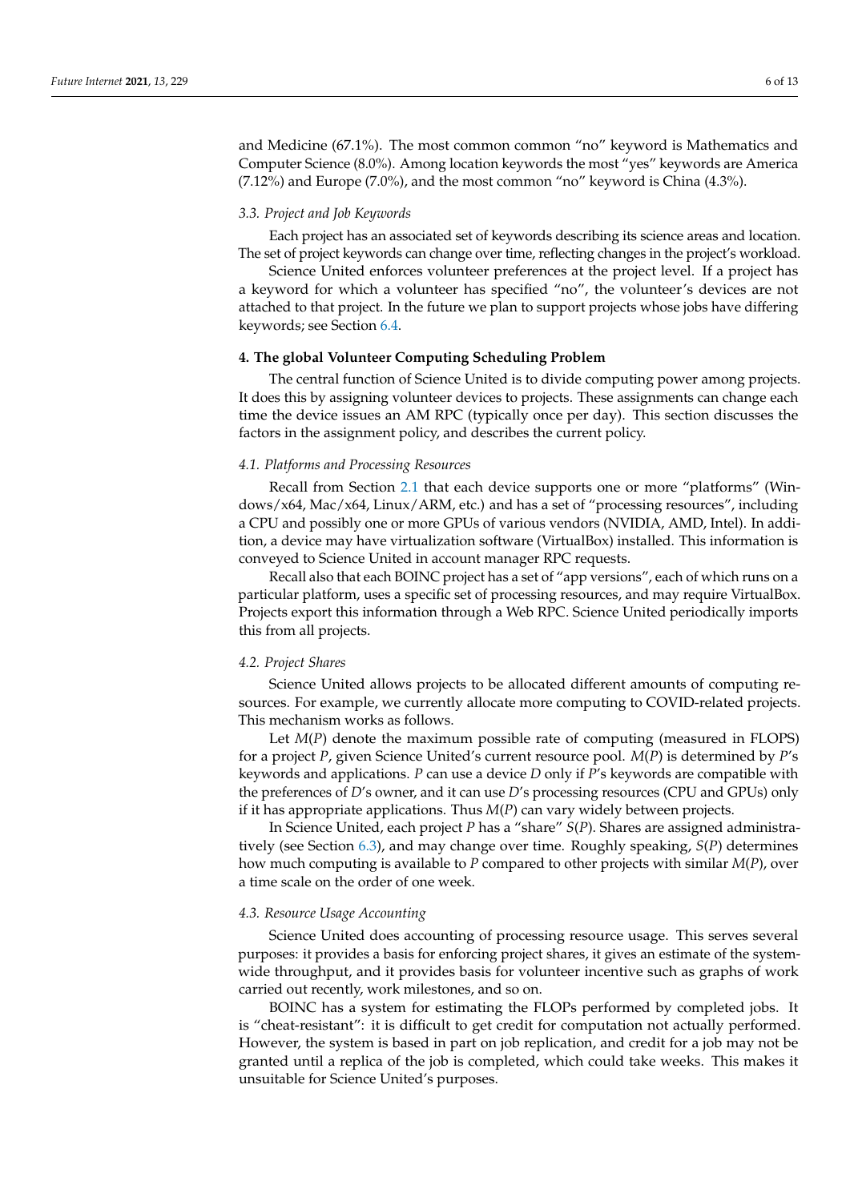and Medicine (67.1%). The most common common "no" keyword is Mathematics and Computer Science (8.0%). Among location keywords the most "yes" keywords are America (7.12%) and Europe (7.0%), and the most common "no" keyword is China (4.3%).

### *3.3. Project and Job Keywords*

Each project has an associated set of keywords describing its science areas and location. The set of project keywords can change over time, reflecting changes in the project's workload.

Science United enforces volunteer preferences at the project level. If a project has a keyword for which a volunteer has specified "no", the volunteer's devices are not attached to that project. In the future we plan to support projects whose jobs have differing keywords; see Section 6.4.

## **4. The global Volunteer Computing Scheduling Problem**

The central function of Science United is to divide computing power among projects. It does this by assigning volunteer devices to projects. These assignments can change each time the device issues an AM RPC (typically once per day). This section discusses the factors in the assignment policy, and describes the current policy.

### *4.1. Platforms and Processing Resources*

Recall from Section 2.1 that each device supports one or more "platforms" (Windows/x64, Mac/x64, Linux/ARM, etc.) and has a set of "processing resources", including a CPU and possibly one or more GPUs of various vendors (NVIDIA, AMD, Intel). In addition, a device may have virtualization software (VirtualBox) installed. This information is conveyed to Science United in account manager RPC requests.

Recall also that each BOINC project has a set of "app versions", each of which runs on a particular platform, uses a specific set of processing resources, and may require VirtualBox. Projects export this information through a Web RPC. Science United periodically imports this from all projects.

### *4.2. Project Shares*

Science United allows projects to be allocated different amounts of computing resources. For example, we currently allocate more computing to COVID-related projects. This mechanism works as follows.

Let $M(P)$ denote the maximum possible rate of computing (measured in FLOPS) for a project $P$, given Science United's current resource pool. $M(P)$ is determined by $P$'s keywords and applications. $P$ can use a device $D$ only if $P$'s keywords are compatible with the preferences of $D$'s owner, and it can use $D$'s processing resources (CPU and GPUs) only if it has appropriate applications. Thus $M(P)$ can vary widely between projects.

In Science United, each project $P$ has a "share" $S(P)$. Shares are assigned administratively (see Section 6.3), and may change over time. Roughly speaking, $S(P)$ determines how much computing is available to $P$ compared to other projects with similar $M(P)$, over a time scale on the order of one week.

### *4.3. Resource Usage Accounting*

Science United does accounting of processing resource usage. This serves several purposes: it provides a basis for enforcing project shares, it gives an estimate of the system-wide throughput, and it provides basis for volunteer incentive such as graphs of work carried out recently, work milestones, and so on.

BOINC has a system for estimating the FLOPs performed by completed jobs. It is "cheat-resistant": it is difficult to get credit for computation not actually performed. However, the system is based in part on job replication, and credit for a job may not be granted until a replica of the job is completed, which could take weeks. This makes it unsuitable for Science United's purposes.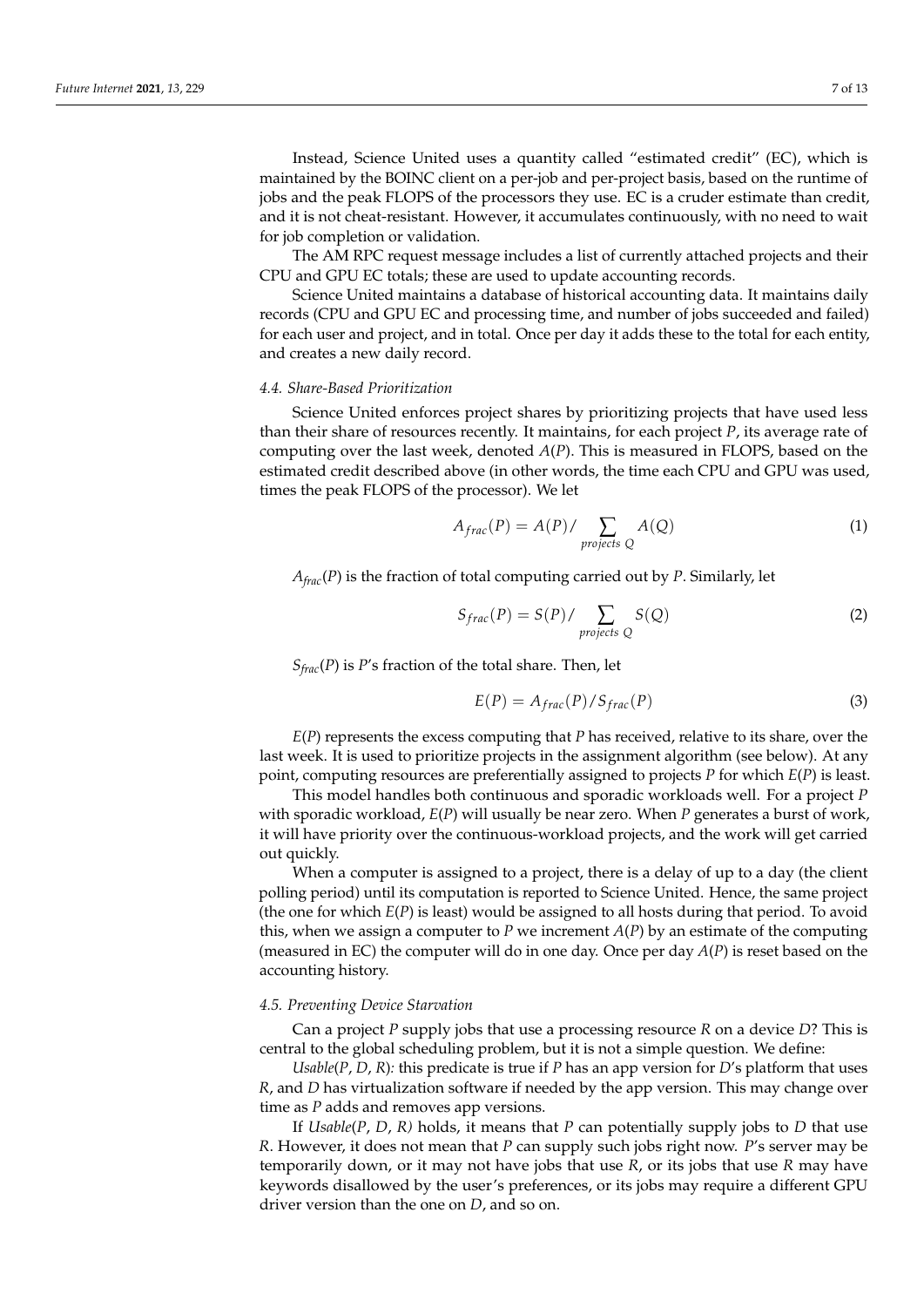Instead, Science United uses a quantity called "estimated credit" (EC), which is maintained by the BOINC client on a per-job and per-project basis, based on the runtime of jobs and the peak FLOPS of the processors they use. EC is a cruder estimate than credit, and it is not cheat-resistant. However, it accumulates continuously, with no need to wait for job completion or validation.

The AM RPC request message includes a list of currently attached projects and their CPU and GPU EC totals; these are used to update accounting records.

Science United maintains a database of historical accounting data. It maintains daily records (CPU and GPU EC and processing time, and number of jobs succeeded and failed) for each user and project, and in total. Once per day it adds these to the total for each entity, and creates a new daily record.

### 4.4. Share-Based Prioritization

Science United enforces project shares by prioritizing projects that have used less than their share of resources recently. It maintains, for each project $P$, its average rate of computing over the last week, denoted $A(P)$. This is measured in FLOPS, based on the estimated credit described above (in other words, the time each CPU and GPU was used, times the peak FLOPS of the processor). We let

$$A_{frac}(P) = A(P) / \sum_{projects\ Q} A(Q) \tag{1}$$

$A_{frac}(P)$ is the fraction of total computing carried out by $P$. Similarly, let

$$S_{frac}(P) = S(P) / \sum_{projects\ Q} S(Q) \tag{2}$$

$S_{frac}(P)$ is $P$'s fraction of the total share. Then, let

$$E(P) = A_{frac}(P) / S_{frac}(P) \tag{3}$$

$E(P)$ represents the excess computing that $P$ has received, relative to its share, over the last week. It is used to prioritize projects in the assignment algorithm (see below). At any point, computing resources are preferentially assigned to projects $P$ for which $E(P)$ is least.

This model handles both continuous and sporadic workloads well. For a project $P$ with sporadic workload, $E(P)$ will usually be near zero. When $P$ generates a burst of work, it will have priority over the continuous-workload projects, and the work will get carried out quickly.

When a computer is assigned to a project, there is a delay of up to a day (the client polling period) until its computation is reported to Science United. Hence, the same project (the one for which $E(P)$ is least) would be assigned to all hosts during that period. To avoid this, when we assign a computer to $P$ we increment $A(P)$ by an estimate of the computing (measured in EC) the computer will do in one day. Once per day $A(P)$ is reset based on the accounting history.

### 4.5. Preventing Device Starvation

Can a project $P$ supply jobs that use a processing resource $R$ on a device $D$? This is central to the global scheduling problem, but it is not a simple question. We define:

*Usable*($P$, $D$, $R$)*:* this predicate is true if $P$ has an app version for $D$'s platform that uses $R$, and $D$ has virtualization software if needed by the app version. This may change over time as $P$ adds and removes app versions.

If *Usable*($P$, $D$, $R$) holds, it means that $P$ can potentially supply jobs to $D$ that use $R$. However, it does not mean that $P$ can supply such jobs right now. $P$'s server may be temporarily down, or it may not have jobs that use $R$, or its jobs that use $R$ may have keywords disallowed by the user's preferences, or its jobs may require a different GPU driver version than the one on $D$, and so on.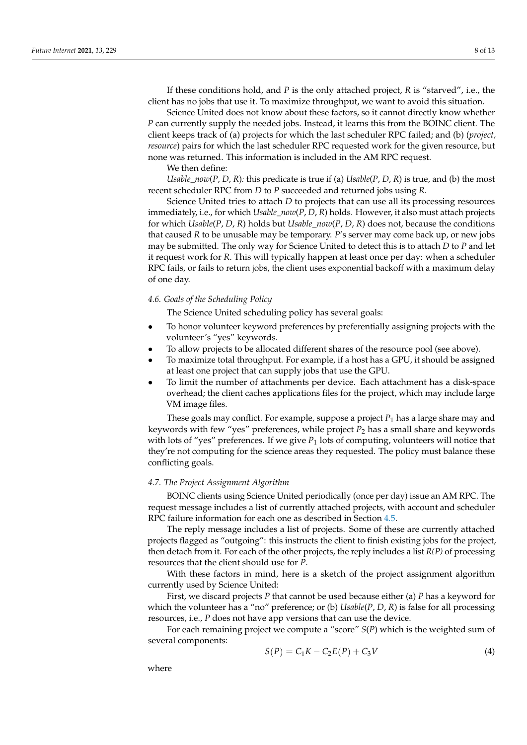If these conditions hold, and $P$ is the only attached project, $R$ is "starved", i.e., the client has no jobs that use it. To maximize throughput, we want to avoid this situation.

Science United does not know about these factors, so it cannot directly know whether $P$ can currently supply the needed jobs. Instead, it learns this from the BOINC client. The client keeps track of (a) projects for which the last scheduler RPC failed; and (b) (*project, resource*) pairs for which the last scheduler RPC requested work for the given resource, but none was returned. This information is included in the AM RPC request.

We then define:

*Usable_now*($P$, $D$, $R$): this predicate is true if (a) *Usable*($P$, $D$, $R$) is true, and (b) the most recent scheduler RPC from $D$ to $P$ succeeded and returned jobs using $R$.

Science United tries to attach $D$ to projects that can use all its processing resources immediately, i.e., for which *Usable_now*($P$, $D$, $R$) holds. However, it also must attach projects for which *Usable*($P$, $D$, $R$) holds but *Usable_now*($P$, $D$, $R$) does not, because the conditions that caused $R$ to be unusable may be temporary. $P$'s server may come back up, or new jobs may be submitted. The only way for Science United to detect this is to attach $D$ to $P$ and let it request work for $R$. This will typically happen at least once per day: when a scheduler RPC fails, or fails to return jobs, the client uses exponential backoff with a maximum delay of one day.

### 4.6. Goals of the Scheduling Policy

The Science United scheduling policy has several goals:

- To honor volunteer keyword preferences by preferentially assigning projects with the volunteer's "yes" keywords.
- To allow projects to be allocated different shares of the resource pool (see above).
- To maximize total throughput. For example, if a host has a GPU, it should be assigned at least one project that can supply jobs that use the GPU.
- To limit the number of attachments per device. Each attachment has a disk-space overhead; the client caches applications files for the project, which may include large VM image files.

These goals may conflict. For example, suppose a project $P_1$ has a large share may and keywords with few "yes" preferences, while project $P_2$ has a small share and keywords with lots of "yes" preferences. If we give $P_1$ lots of computing, volunteers will notice that they're not computing for the science areas they requested. The policy must balance these conflicting goals.

### 4.7. The Project Assignment Algorithm

BOINC clients using Science United periodically (once per day) issue an AM RPC. The request message includes a list of currently attached projects, with account and scheduler RPC failure information for each one as described in Section 4.5.

The reply message includes a list of projects. Some of these are currently attached projects flagged as "outgoing": this instructs the client to finish existing jobs for the project, then detach from it. For each of the other projects, the reply includes a list *R(P)* of processing resources that the client should use for $P$.

With these factors in mind, here is a sketch of the project assignment algorithm currently used by Science United:

First, we discard projects $P$ that cannot be used because either (a) $P$ has a keyword for which the volunteer has a "no" preference; or (b) *Usable*($P$, $D$, $R$) is false for all processing resources, i.e., $P$ does not have app versions that can use the device.

For each remaining project we compute a "score" $S(P)$ which is the weighted sum of several components:

$$S(P) = C_1 K - C_2 E(P) + C_3 V \tag{4}$$

where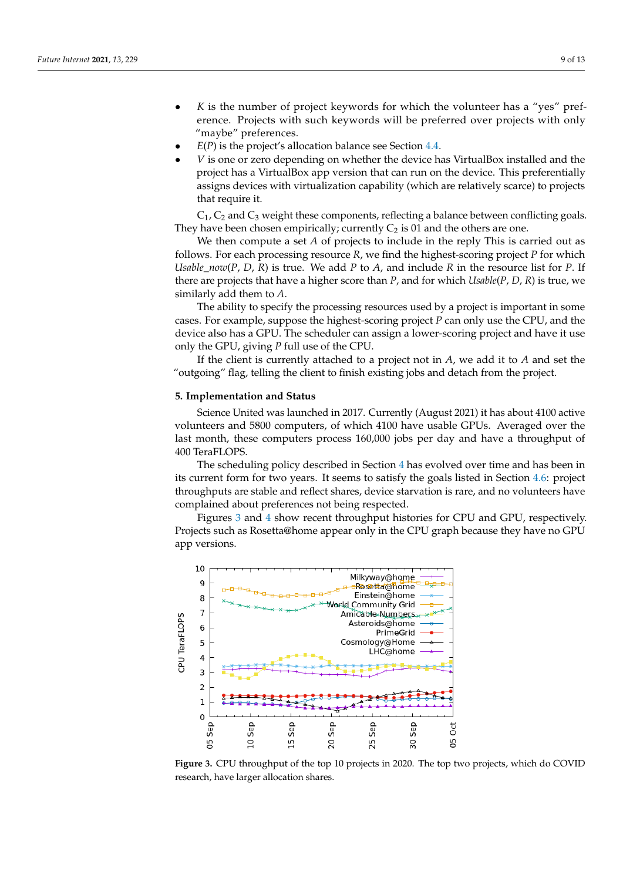- $K$ is the number of project keywords for which the volunteer has a "yes" preference. Projects with such keywords will be preferred over projects with only "maybe" preferences.
- $E(P)$ is the project's allocation balance see Section 4.4.
- $V$ is one or zero depending on whether the device has VirtualBox installed and the project has a VirtualBox app version that can run on the device. This preferentially assigns devices with virtualization capability (which are relatively scarce) to projects that require it.

$C_1$, $C_2$ and $C_3$ weight these components, reflecting a balance between conflicting goals. They have been chosen empirically; currently $C_2$ is 01 and the others are one.

We then compute a set $A$ of projects to include in the reply This is carried out as follows. For each processing resource $R$, we find the highest-scoring project $P$ for which *Usable_now*($P$, $D$, $R$) is true. We add $P$ to $A$, and include $R$ in the resource list for $P$. If there are projects that have a higher score than $P$, and for which *Usable*($P$, $D$, $R$) is true, we similarly add them to $A$.

The ability to specify the processing resources used by a project is important in some cases. For example, suppose the highest-scoring project $P$ can only use the CPU, and the device also has a GPU. The scheduler can assign a lower-scoring project and have it use only the GPU, giving $P$ full use of the CPU.

If the client is currently attached to a project not in $A$, we add it to $A$ and set the "outgoing" flag, telling the client to finish existing jobs and detach from the project.

## 5. Implementation and Status

Science United was launched in 2017. Currently (August 2021) it has about 4100 active volunteers and 5800 computers, of which 4100 have usable GPUs. Averaged over the last month, these computers process 160,000 jobs per day and have a throughput of 400 TeraFLOPS.

The scheduling policy described in Section 4 has evolved over time and has been in its current form for two years. It seems to satisfy the goals listed in Section 4.6: project throughputs are stable and reflect shares, device starvation is rare, and no volunteers have complained about preferences not being respected.

Figures 3 and 4 show recent throughput histories for CPU and GPU, respectively. Projects such as Rosetta@home appear only in the CPU graph because they have no GPU app versions.

CPU TeraFLOPS
0 1 2 3 4 5 6 7 8 9 10
05 Sep 10 Sep 15 Sep 20 Sep 25 Sep 30 Sep 05 Oct
Milkyway@home
Rosetta@home
Einstein@home
World Community Grid
Amicable Numbers
Asteroids@home
PrimeGrid
Cosmology@Home
LHC@home

**Figure 3.** CPU throughput of the top 10 projects in 2020. The top two projects, which do COVID research, have larger allocation shares.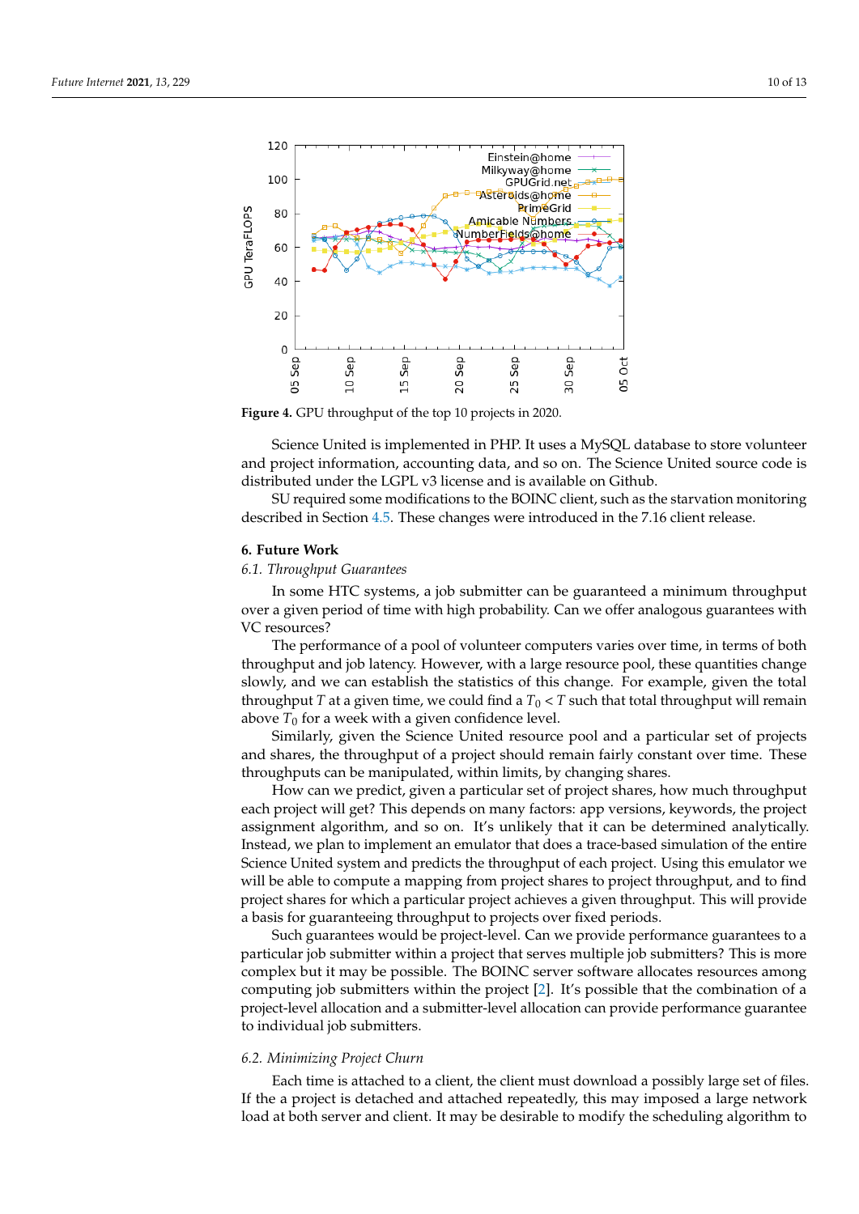GPU TeraFLOPS

120
100
80
60
40
20
0

05 Sep
10 Sep
15 Sep
20 Sep
25 Sep
30 Sep
05 Oct

Einstein@home
Milkyway@home
GPUGrid.net
Asteroids@home
PrimeGrid
Amicable Numbers
NumberFields@home

**Figure 4.** GPU throughput of the top 10 projects in 2020.

Science United is implemented in PHP. It uses a MySQL database to store volunteer and project information, accounting data, and so on. The Science United source code is distributed under the LGPL v3 license and is available on Github.

SU required some modifications to the BOINC client, such as the starvation monitoring described in Section 4.5. These changes were introduced in the 7.16 client release.

## 6. Future Work

### *6.1. Throughput Guarantees*

In some HTC systems, a job submitter can be guaranteed a minimum throughput over a given period of time with high probability. Can we offer analogous guarantees with VC resources?

The performance of a pool of volunteer computers varies over time, in terms of both throughput and job latency. However, with a large resource pool, these quantities change slowly, and we can establish the statistics of this change. For example, given the total throughput $T$ at a given time, we could find a $T_0 < T$ such that total throughput will remain above $T_0$ for a week with a given confidence level.

Similarly, given the Science United resource pool and a particular set of projects and shares, the throughput of a project should remain fairly constant over time. These throughputs can be manipulated, within limits, by changing shares.

How can we predict, given a particular set of project shares, how much throughput each project will get? This depends on many factors: app versions, keywords, the project assignment algorithm, and so on. It's unlikely that it can be determined analytically. Instead, we plan to implement an emulator that does a trace-based simulation of the entire Science United system and predicts the throughput of each project. Using this emulator we will be able to compute a mapping from project shares to project throughput, and to find project shares for which a particular project achieves a given throughput. This will provide a basis for guaranteeing throughput to projects over fixed periods.

Such guarantees would be project-level. Can we provide performance guarantees to a particular job submitter within a project that serves multiple job submitters? This is more complex but it may be possible. The BOINC server software allocates resources among computing job submitters within the project [2]. It's possible that the combination of a project-level allocation and a submitter-level allocation can provide performance guarantee to individual job submitters.

### *6.2. Minimizing Project Churn*

Each time is attached to a client, the client must download a possibly large set of files. If the a project is detached and attached repeatedly, this may imposed a large network load at both server and client. It may be desirable to modify the scheduling algorithm to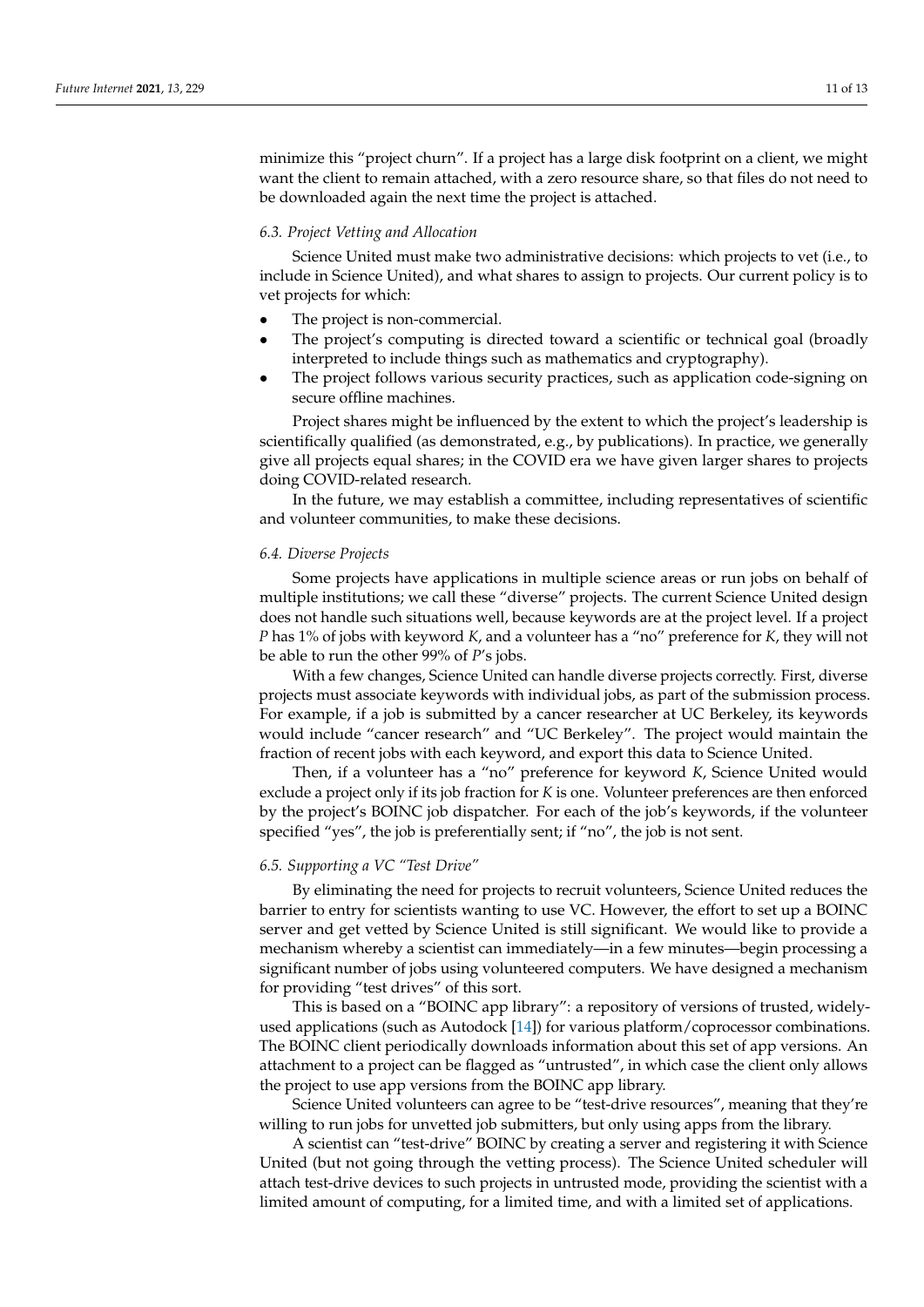minimize this "project churn". If a project has a large disk footprint on a client, we might want the client to remain attached, with a zero resource share, so that files do not need to be downloaded again the next time the project is attached.

### *6.3. Project Vetting and Allocation*

Science United must make two administrative decisions: which projects to vet (i.e., to include in Science United), and what shares to assign to projects. Our current policy is to vet projects for which:

- The project is non-commercial.
- The project's computing is directed toward a scientific or technical goal (broadly interpreted to include things such as mathematics and cryptography).
- The project follows various security practices, such as application code-signing on secure offline machines.

Project shares might be influenced by the extent to which the project's leadership is scientifically qualified (as demonstrated, e.g., by publications). In practice, we generally give all projects equal shares; in the COVID era we have given larger shares to projects doing COVID-related research.

In the future, we may establish a committee, including representatives of scientific and volunteer communities, to make these decisions.

### *6.4. Diverse Projects*

Some projects have applications in multiple science areas or run jobs on behalf of multiple institutions; we call these "diverse" projects. The current Science United design does not handle such situations well, because keywords are at the project level. If a project *P* has 1% of jobs with keyword *K*, and a volunteer has a "no" preference for *K*, they will not be able to run the other 99% of *P*'s jobs.

With a few changes, Science United can handle diverse projects correctly. First, diverse projects must associate keywords with individual jobs, as part of the submission process. For example, if a job is submitted by a cancer researcher at UC Berkeley, its keywords would include "cancer research" and "UC Berkeley". The project would maintain the fraction of recent jobs with each keyword, and export this data to Science United.

Then, if a volunteer has a "no" preference for keyword *K*, Science United would exclude a project only if its job fraction for *K* is one. Volunteer preferences are then enforced by the project's BOINC job dispatcher. For each of the job's keywords, if the volunteer specified "yes", the job is preferentially sent; if "no", the job is not sent.

### *6.5. Supporting a VC "Test Drive"*

By eliminating the need for projects to recruit volunteers, Science United reduces the barrier to entry for scientists wanting to use VC. However, the effort to set up a BOINC server and get vetted by Science United is still significant. We would like to provide a mechanism whereby a scientist can immediately—in a few minutes—begin processing a significant number of jobs using volunteered computers. We have designed a mechanism for providing "test drives" of this sort.

This is based on a "BOINC app library": a repository of versions of trusted, widely-used applications (such as Autodock [14]) for various platform/coprocessor combinations. The BOINC client periodically downloads information about this set of app versions. An attachment to a project can be flagged as "untrusted", in which case the client only allows the project to use app versions from the BOINC app library.

Science United volunteers can agree to be "test-drive resources", meaning that they're willing to run jobs for unvetted job submitters, but only using apps from the library.

A scientist can "test-drive" BOINC by creating a server and registering it with Science United (but not going through the vetting process). The Science United scheduler will attach test-drive devices to such projects in untrusted mode, providing the scientist with a limited amount of computing, for a limited time, and with a limited set of applications.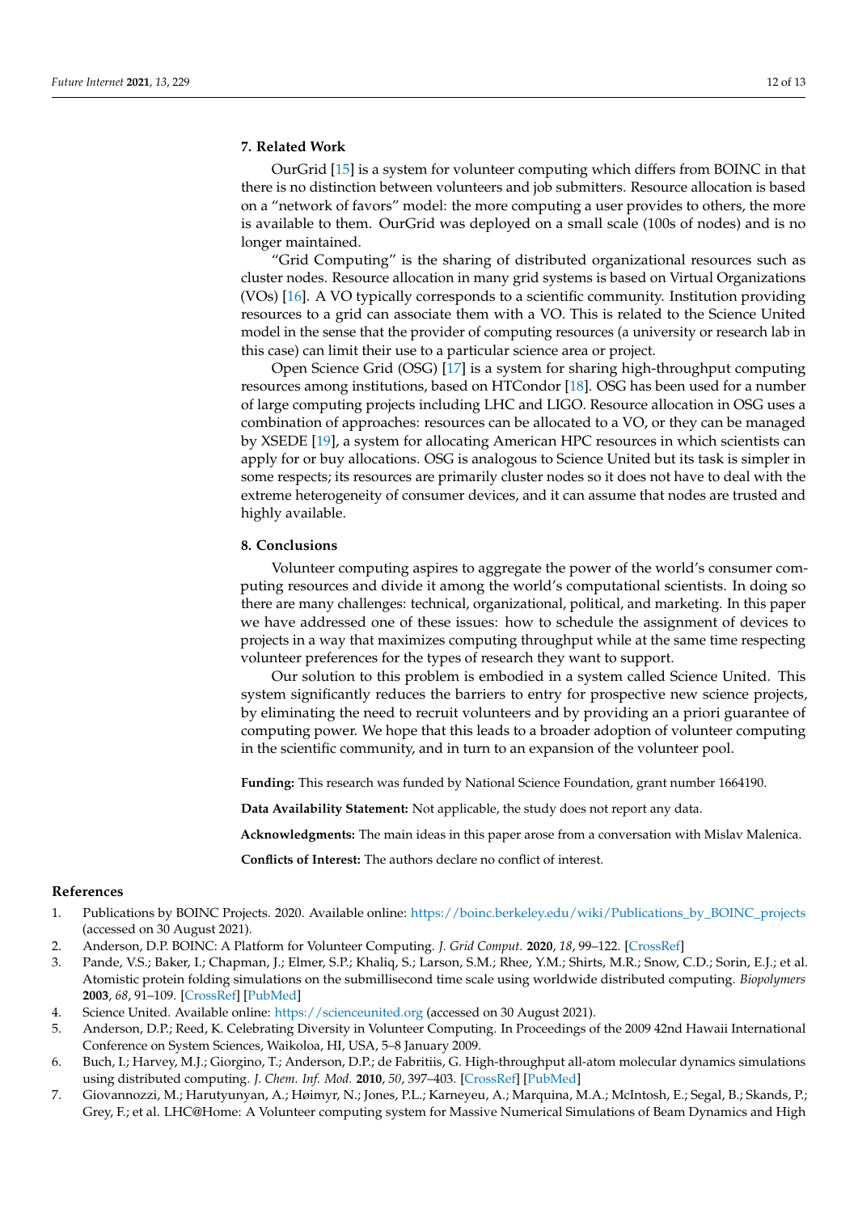## 7. Related Work

OurGrid [15] is a system for volunteer computing which differs from BOINC in that there is no distinction between volunteers and job submitters. Resource allocation is based on a "network of favors" model: the more computing a user provides to others, the more is available to them. OurGrid was deployed on a small scale (100s of nodes) and is no longer maintained.

"Grid Computing" is the sharing of distributed organizational resources such as cluster nodes. Resource allocation in many grid systems is based on Virtual Organizations (VOs) [16]. A VO typically corresponds to a scientific community. Institution providing resources to a grid can associate them with a VO. This is related to the Science United model in the sense that the provider of computing resources (a university or research lab in this case) can limit their use to a particular science area or project.

Open Science Grid (OSG) [17] is a system for sharing high-throughput computing resources among institutions, based on HTCondor [18]. OSG has been used for a number of large computing projects including LHC and LIGO. Resource allocation in OSG uses a combination of approaches: resources can be allocated to a VO, or they can be managed by XSEDE [19], a system for allocating American HPC resources in which scientists can apply for or buy allocations. OSG is analogous to Science United but its task is simpler in some respects; its resources are primarily cluster nodes so it does not have to deal with the extreme heterogeneity of consumer devices, and it can assume that nodes are trusted and highly available.

## 8. Conclusions

Volunteer computing aspires to aggregate the power of the world's consumer computing resources and divide it among the world's computational scientists. In doing so there are many challenges: technical, organizational, political, and marketing. In this paper we have addressed one of these issues: how to schedule the assignment of devices to projects in a way that maximizes computing throughput while at the same time respecting volunteer preferences for the types of research they want to support.

Our solution to this problem is embodied in a system called Science United. This system significantly reduces the barriers to entry for prospective new science projects, by eliminating the need to recruit volunteers and by providing an a priori guarantee of computing power. We hope that this leads to a broader adoption of volunteer computing in the scientific community, and in turn to an expansion of the volunteer pool.

**Funding:** This research was funded by National Science Foundation, grant number 1664190.

**Data Availability Statement:** Not applicable, the study does not report any data.

**Acknowledgments:** The main ideas in this paper arose from a conversation with Mislav Malenica.

**Conflicts of Interest:** The authors declare no conflict of interest.

## References

1. Publications by BOINC Projects. 2020. Available online: https://boinc.berkeley.edu/wiki/Publications_by_BOINC_projects (accessed on 30 August 2021).
2. Anderson, D.P. BOINC: A Platform for Volunteer Computing. *J. Grid Comput.* **2020**, *18*, 99–122. [CrossRef]
3. Pande, V.S.; Baker, I.; Chapman, J.; Elmer, S.P.; Khaliq, S.; Larson, S.M.; Rhee, Y.M.; Shirts, M.R.; Snow, C.D.; Sorin, E.J.; et al. Atomistic protein folding simulations on the submillisecond time scale using worldwide distributed computing. *Biopolymers* **2003**, *68*, 91–109. [CrossRef] [PubMed]
4. Science United. Available online: https://scienceunited.org (accessed on 30 August 2021).
5. Anderson, D.P.; Reed, K. Celebrating Diversity in Volunteer Computing. In Proceedings of the 2009 42nd Hawaii International Conference on System Sciences, Waikoloa, HI, USA, 5–8 January 2009.
6. Buch, I.; Harvey, M.J.; Giorgino, T.; Anderson, D.P.; de Fabritiis, G. High-throughput all-atom molecular dynamics simulations using distributed computing. *J. Chem. Inf. Mod.* **2010**, *50*, 397–403. [CrossRef] [PubMed]
7. Giovannozzi, M.; Harutyunyan, A.; Høimyr, N.; Jones, P.L.; Karneyeu, A.; Marquina, M.A.; McIntosh, E.; Segal, B.; Skands, P.; Grey, F.; et al. LHC@Home: A Volunteer computing system for Massive Numerical Simulations of Beam Dynamics and High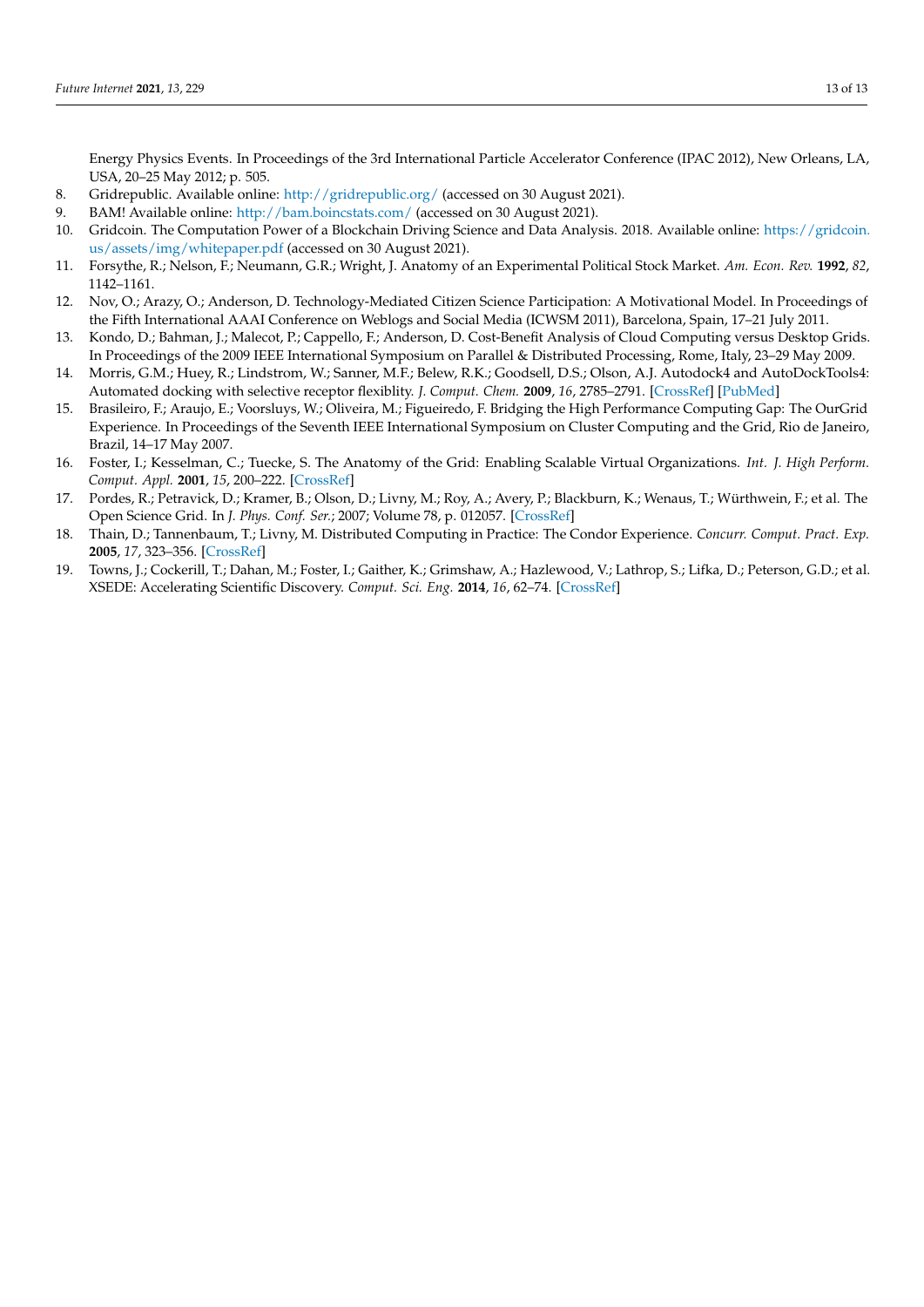Energy Physics Events. In Proceedings of the 3rd International Particle Accelerator Conference (IPAC 2012), New Orleans, LA, USA, 20–25 May 2012; p. 505.

8. Gridrepublic. Available online: http://gridrepublic.org/ (accessed on 30 August 2021).
9. BAM! Available online: http://bam.boincstats.com/ (accessed on 30 August 2021).
10. Gridcoin. The Computation Power of a Blockchain Driving Science and Data Analysis. 2018. Available online: https://gridcoin.us/assets/img/whitepaper.pdf (accessed on 30 August 2021).
11. Forsythe, R.; Nelson, F.; Neumann, G.R.; Wright, J. Anatomy of an Experimental Political Stock Market. *Am. Econ. Rev.* **1992**, *82*, 1142–1161.
12. Nov, O.; Arazy, O.; Anderson, D. Technology-Mediated Citizen Science Participation: A Motivational Model. In Proceedings of the Fifth International AAAI Conference on Weblogs and Social Media (ICWSM 2011), Barcelona, Spain, 17–21 July 2011.
13. Kondo, D.; Bahman, J.; Malecot, P.; Cappello, F.; Anderson, D. Cost-Benefit Analysis of Cloud Computing versus Desktop Grids. In Proceedings of the 2009 IEEE International Symposium on Parallel & Distributed Processing, Rome, Italy, 23–29 May 2009.
14. Morris, G.M.; Huey, R.; Lindstrom, W.; Sanner, M.F.; Belew, R.K.; Goodsell, D.S.; Olson, A.J. Autodock4 and AutoDockTools4: Automated docking with selective receptor flexiblity. *J. Comput. Chem.* **2009**, *16*, 2785–2791. [CrossRef] [PubMed]
15. Brasileiro, F.; Araujo, E.; Voorsluys, W.; Oliveira, M.; Figueiredo, F. Bridging the High Performance Computing Gap: The OurGrid Experience. In Proceedings of the Seventh IEEE International Symposium on Cluster Computing and the Grid, Rio de Janeiro, Brazil, 14–17 May 2007.
16. Foster, I.; Kesselman, C.; Tuecke, S. The Anatomy of the Grid: Enabling Scalable Virtual Organizations. *Int. J. High Perform. Comput. Appl.* **2001**, *15*, 200–222. [CrossRef]
17. Pordes, R.; Petravick, D.; Kramer, B.; Olson, D.; Livny, M.; Roy, A.; Avery, P.; Blackburn, K.; Wenaus, T.; Würthwein, F.; et al. The Open Science Grid. In *J. Phys. Conf. Ser.*; 2007; Volume 78, p. 012057. [CrossRef]
18. Thain, D.; Tannenbaum, T.; Livny, M. Distributed Computing in Practice: The Condor Experience. *Concurr. Comput. Pract. Exp.* **2005**, *17*, 323–356. [CrossRef]
19. Towns, J.; Cockerill, T.; Dahan, M.; Foster, I.; Gaither, K.; Grimshaw, A.; Hazlewood, V.; Lathrop, S.; Lifka, D.; Peterson, G.D.; et al. XSEDE: Accelerating Scientific Discovery. *Comput. Sci. Eng.* **2014**, *16*, 62–74. [CrossRef]